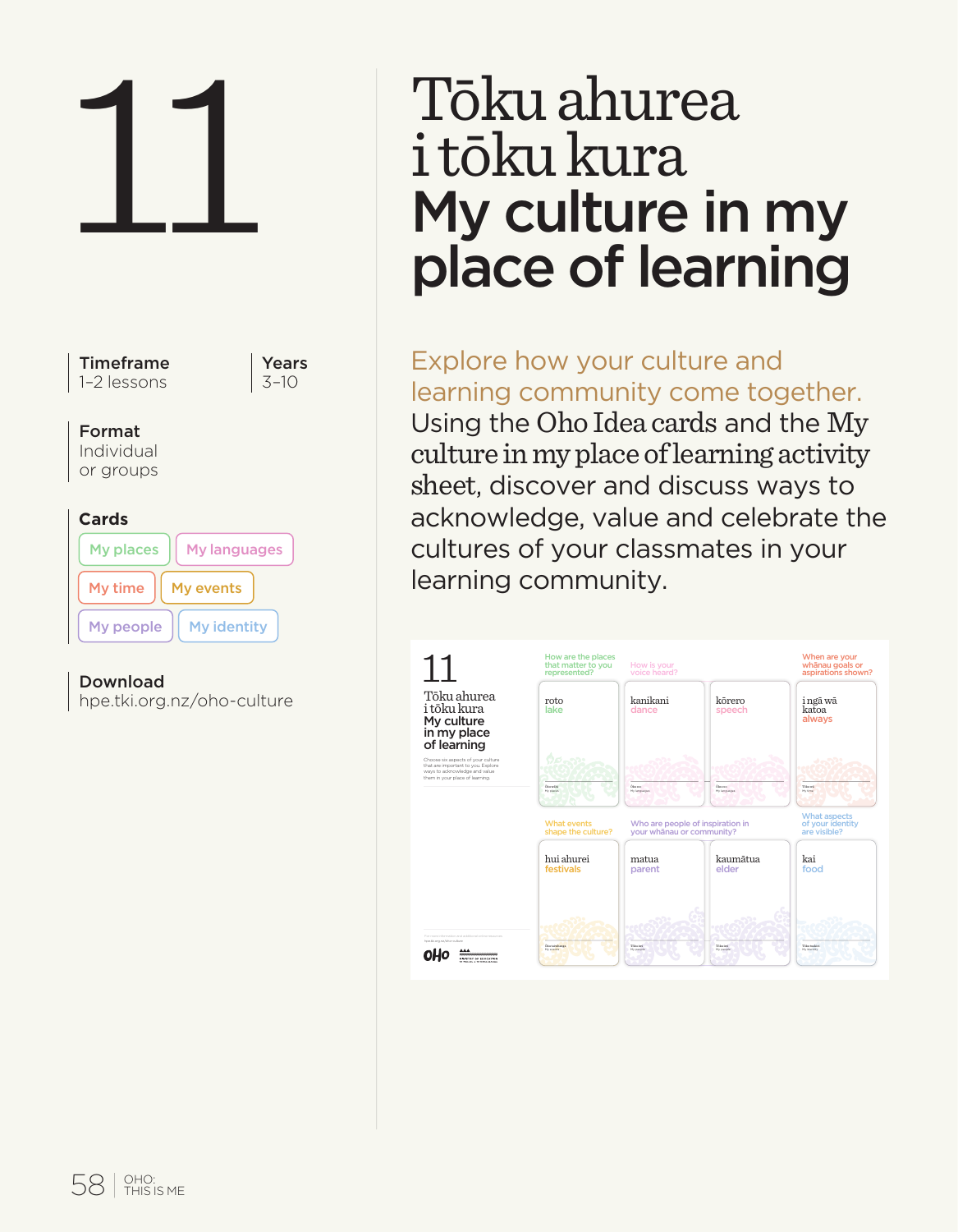# 11

# Tōku ahurea i tōku kura
# My culture in my place of learning

**Timeframe**
1–2 lessons

**Years**
3–10

**Format**
Individual or groups

**Cards**
My places
My languages
My time
My events
My people
My identity

**Download**
hpe.tki.org.nz/oho-culture

Explore how your culture and learning community come together. Using the Oho Idea cards and the My culture in my place of learning activity sheet, discover and discuss ways to acknowledge, value and celebrate the cultures of your classmates in your learning community.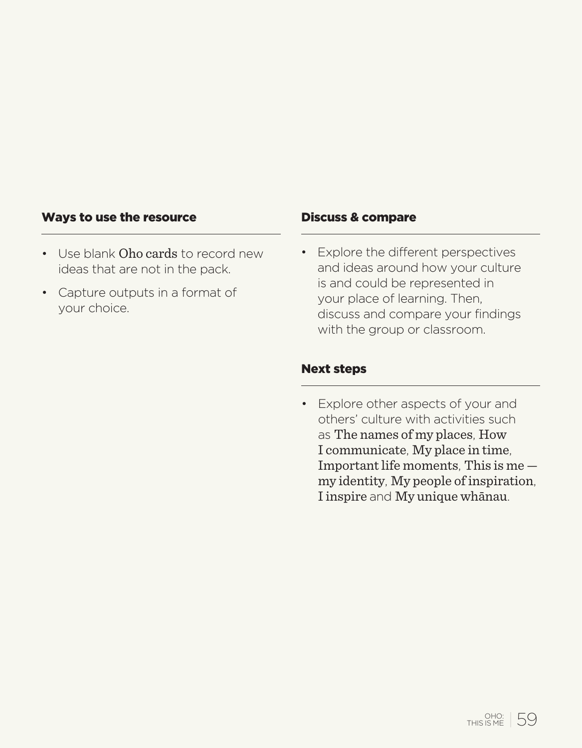### Ways to use the resource

- Use blank Oho cards to record new ideas that are not in the pack.
- Capture outputs in a format of your choice.

### Discuss & compare

- Explore the different perspectives and ideas around how your culture is and could be represented in your place of learning. Then, discuss and compare your findings with the group or classroom.

### Next steps

- Explore other aspects of your and others' culture with activities such as The names of my places, How I communicate, My place in time, Important life moments, This is me — my identity, My people of inspiration, I inspire and My unique whānau.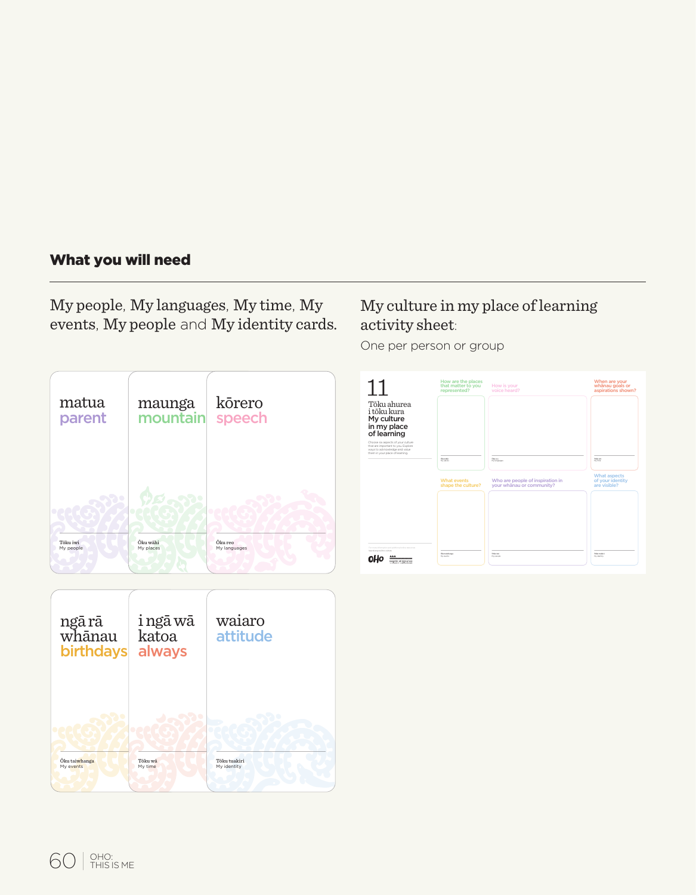**What you will need**

My people, My languages, My time, My events, My people and My identity cards.

My culture in my place of learning activity sheet:

One per person or group

matua
parent

Tōku iwi
My people

maunga
mountain

Ōku wāhi
My places

kōrero
speech

Ōku reo
My languages

ngā rā whānau
birthdays

Ōku taiwhanga
My events

i ngā wā katoa
always

Tōku wā
My time

waiaro
attitude

Tōku tuakiri
My identity

11

Tōku ahurea i tōku kura
My culture in my place of learning

How are the places that matter to you represented?

How is your voice heard?

When are your whānau goals or aspirations shown?

What events shape the culture?

Who are people of inspiration in your whānau or community?

What aspects of your identity are visible?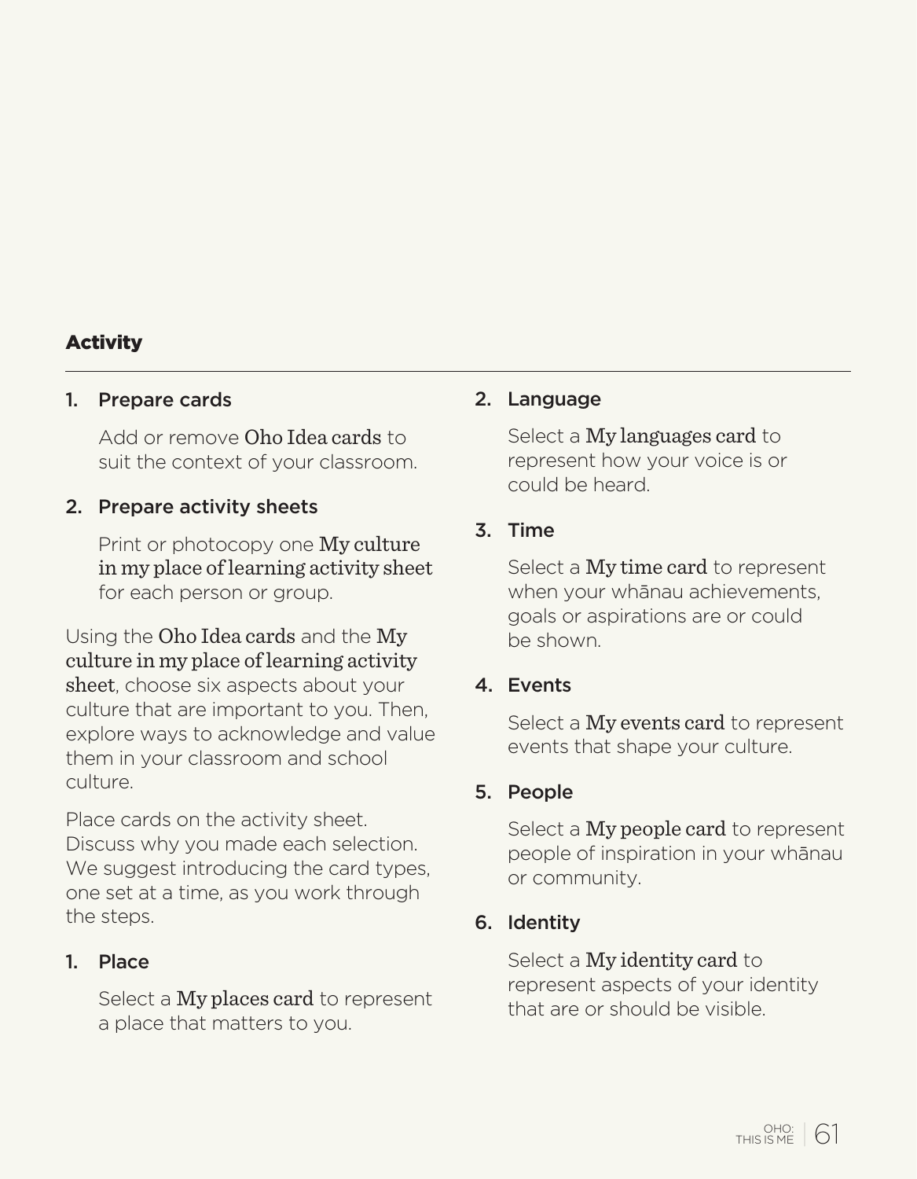**Activity**

1. **Prepare cards**

   Add or remove Oho Idea cards to suit the context of your classroom.

2. **Prepare activity sheets**

   Print or photocopy one My culture in my place of learning activity sheet for each person or group.

Using the Oho Idea cards and the My culture in my place of learning activity sheet, choose six aspects about your culture that are important to you. Then, explore ways to acknowledge and value them in your classroom and school culture.

Place cards on the activity sheet. Discuss why you made each selection. We suggest introducing the card types, one set at a time, as you work through the steps.

1. **Place**

   Select a My places card to represent a place that matters to you.

2. **Language**

   Select a My languages card to represent how your voice is or could be heard.

3. **Time**

   Select a My time card to represent when your whānau achievements, goals or aspirations are or could be shown.

4. **Events**

   Select a My events card to represent events that shape your culture.

5. **People**

   Select a My people card to represent people of inspiration in your whānau or community.

6. **Identity**

   Select a My identity card to represent aspects of your identity that are or should be visible.